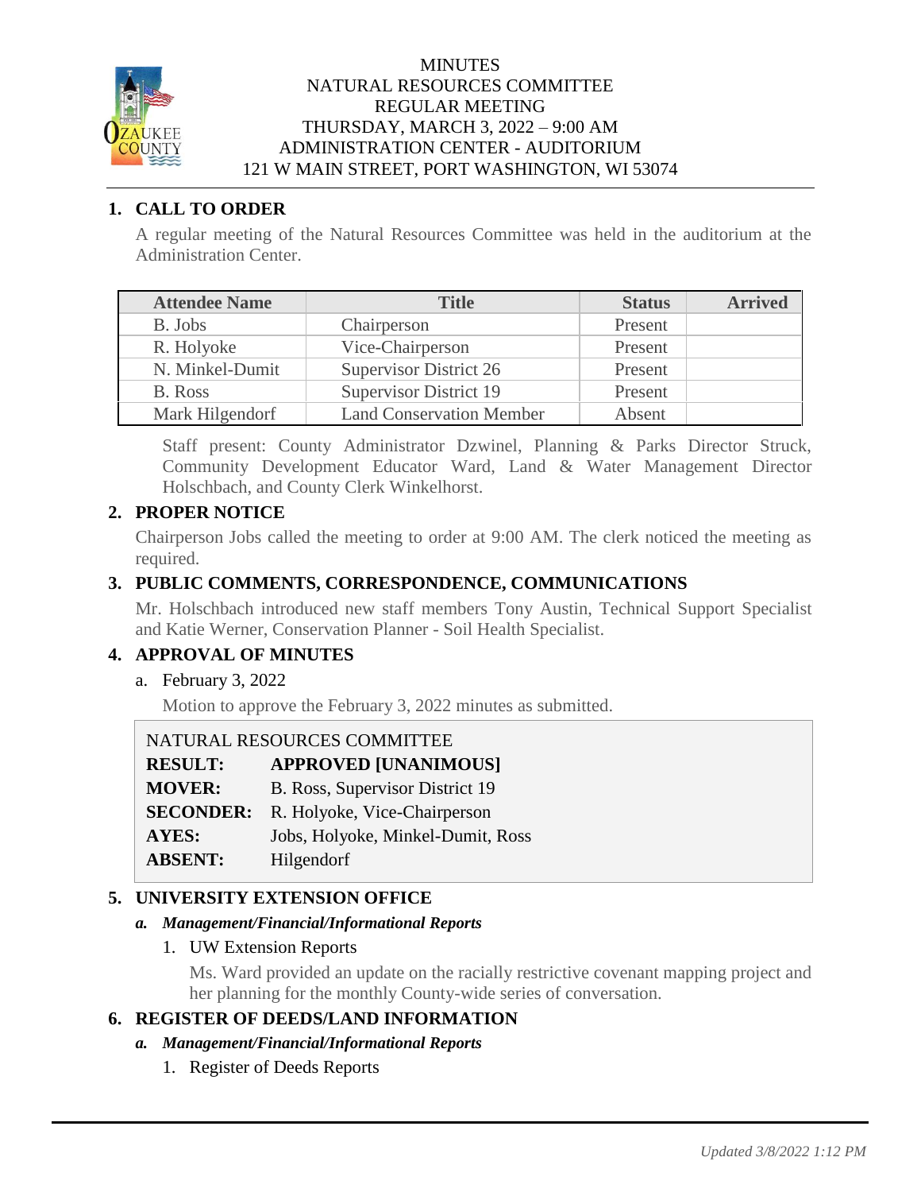MINUTES
NATURAL RESOURCES COMMITTEE
REGULAR MEETING
THURSDAY, MARCH 3, 2022 – 9:00 AM
ADMINISTRATION CENTER - AUDITORIUM
121 W MAIN STREET, PORT WASHINGTON, WI 53074

## 1. CALL TO ORDER

A regular meeting of the Natural Resources Committee was held in the auditorium at the Administration Center.

| Attendee Name | Title | Status | Arrived |
|---|---|---|---|
| B. Jobs | Chairperson | Present | |
| R. Holyoke | Vice-Chairperson | Present | |
| N. Minkel-Dumit | Supervisor District 26 | Present | |
| B. Ross | Supervisor District 19 | Present | |
| Mark Hilgendorf | Land Conservation Member | Absent | |

Staff present: County Administrator Dzwinel, Planning & Parks Director Struck, Community Development Educator Ward, Land & Water Management Director Holschbach, and County Clerk Winkelhorst.

## 2. PROPER NOTICE

Chairperson Jobs called the meeting to order at 9:00 AM. The clerk noticed the meeting as required.

## 3. PUBLIC COMMENTS, CORRESPONDENCE, COMMUNICATIONS

Mr. Holschbach introduced new staff members Tony Austin, Technical Support Specialist and Katie Werner, Conservation Planner - Soil Health Specialist.

## 4. APPROVAL OF MINUTES

a. February 3, 2022

Motion to approve the February 3, 2022 minutes as submitted.

NATURAL RESOURCES COMMITTEE

| | |
|---|---|
| **RESULT:** | **APPROVED [UNANIMOUS]** |
| **MOVER:** | B. Ross, Supervisor District 19 |
| **SECONDER:** | R. Holyoke, Vice-Chairperson |
| **AYES:** | Jobs, Holyoke, Minkel-Dumit, Ross |
| **ABSENT:** | Hilgendorf |

## 5. UNIVERSITY EXTENSION OFFICE

### *a. Management/Financial/Informational Reports*

1. UW Extension Reports

Ms. Ward provided an update on the racially restrictive covenant mapping project and her planning for the monthly County-wide series of conversation.

## 6. REGISTER OF DEEDS/LAND INFORMATION

### *a. Management/Financial/Informational Reports*

1. Register of Deeds Reports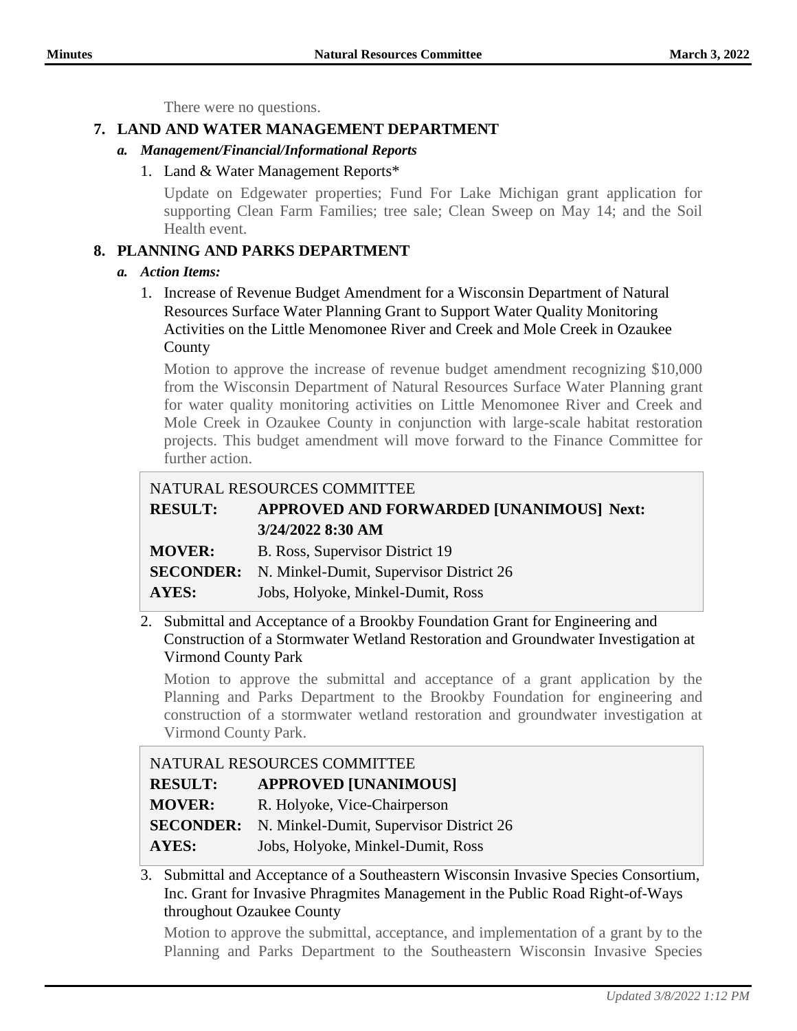There were no questions.

## 7. LAND AND WATER MANAGEMENT DEPARTMENT

### *a. Management/Financial/Informational Reports*

1. Land & Water Management Reports*

   Update on Edgewater properties; Fund For Lake Michigan grant application for supporting Clean Farm Families; tree sale; Clean Sweep on May 14; and the Soil Health event.

## 8. PLANNING AND PARKS DEPARTMENT

### *a. Action Items:*

1. Increase of Revenue Budget Amendment for a Wisconsin Department of Natural Resources Surface Water Planning Grant to Support Water Quality Monitoring Activities on the Little Menomonee River and Creek and Mole Creek in Ozaukee County

   Motion to approve the increase of revenue budget amendment recognizing $10,000 from the Wisconsin Department of Natural Resources Surface Water Planning grant for water quality monitoring activities on Little Menomonee River and Creek and Mole Creek in Ozaukee County in conjunction with large-scale habitat restoration projects. This budget amendment will move forward to the Finance Committee for further action.

| NATURAL RESOURCES COMMITTEE | |
|---|---|
| **RESULT:** | **APPROVED AND FORWARDED [UNANIMOUS] Next: 3/24/2022 8:30 AM** |
| **MOVER:** | B. Ross, Supervisor District 19 |
| **SECONDER:** | N. Minkel-Dumit, Supervisor District 26 |
| **AYES:** | Jobs, Holyoke, Minkel-Dumit, Ross |

2. Submittal and Acceptance of a Brookby Foundation Grant for Engineering and Construction of a Stormwater Wetland Restoration and Groundwater Investigation at Virmond County Park

   Motion to approve the submittal and acceptance of a grant application by the Planning and Parks Department to the Brookby Foundation for engineering and construction of a stormwater wetland restoration and groundwater investigation at Virmond County Park.

| NATURAL RESOURCES COMMITTEE | |
|---|---|
| **RESULT:** | **APPROVED [UNANIMOUS]** |
| **MOVER:** | R. Holyoke, Vice-Chairperson |
| **SECONDER:** | N. Minkel-Dumit, Supervisor District 26 |
| **AYES:** | Jobs, Holyoke, Minkel-Dumit, Ross |

3. Submittal and Acceptance of a Southeastern Wisconsin Invasive Species Consortium, Inc. Grant for Invasive Phragmites Management in the Public Road Right-of-Ways throughout Ozaukee County

   Motion to approve the submittal, acceptance, and implementation of a grant by to the Planning and Parks Department to the Southeastern Wisconsin Invasive Species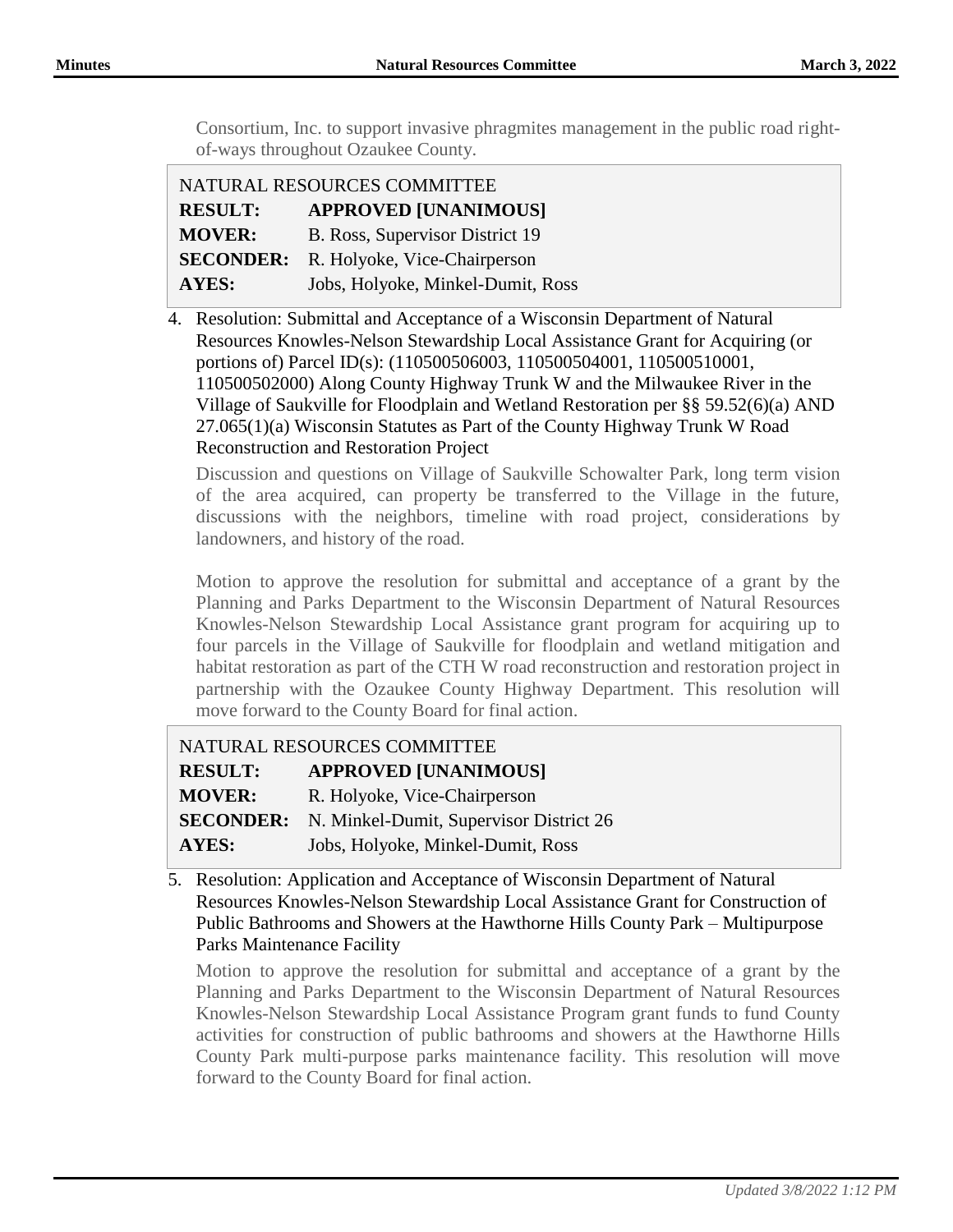Consortium, Inc. to support invasive phragmites management in the public road right-of-ways throughout Ozaukee County.

| NATURAL RESOURCES COMMITTEE | |
|---|---|
| **RESULT:** | **APPROVED [UNANIMOUS]** |
| **MOVER:** | B. Ross, Supervisor District 19 |
| **SECONDER:** | R. Holyoke, Vice-Chairperson |
| **AYES:** | Jobs, Holyoke, Minkel-Dumit, Ross |

4. Resolution: Submittal and Acceptance of a Wisconsin Department of Natural Resources Knowles-Nelson Stewardship Local Assistance Grant for Acquiring (or portions of) Parcel ID(s): (110500506003, 110500504001, 110500510001, 110500502000) Along County Highway Trunk W and the Milwaukee River in the Village of Saukville for Floodplain and Wetland Restoration per §§ 59.52(6)(a) AND 27.065(1)(a) Wisconsin Statutes as Part of the County Highway Trunk W Road Reconstruction and Restoration Project

   Discussion and questions on Village of Saukville Schowalter Park, long term vision of the area acquired, can property be transferred to the Village in the future, discussions with the neighbors, timeline with road project, considerations by landowners, and history of the road.

   Motion to approve the resolution for submittal and acceptance of a grant by the Planning and Parks Department to the Wisconsin Department of Natural Resources Knowles-Nelson Stewardship Local Assistance grant program for acquiring up to four parcels in the Village of Saukville for floodplain and wetland mitigation and habitat restoration as part of the CTH W road reconstruction and restoration project in partnership with the Ozaukee County Highway Department. This resolution will move forward to the County Board for final action.

| NATURAL RESOURCES COMMITTEE | |
|---|---|
| **RESULT:** | **APPROVED [UNANIMOUS]** |
| **MOVER:** | R. Holyoke, Vice-Chairperson |
| **SECONDER:** | N. Minkel-Dumit, Supervisor District 26 |
| **AYES:** | Jobs, Holyoke, Minkel-Dumit, Ross |

5. Resolution: Application and Acceptance of Wisconsin Department of Natural Resources Knowles-Nelson Stewardship Local Assistance Grant for Construction of Public Bathrooms and Showers at the Hawthorne Hills County Park – Multipurpose Parks Maintenance Facility

   Motion to approve the resolution for submittal and acceptance of a grant by the Planning and Parks Department to the Wisconsin Department of Natural Resources Knowles-Nelson Stewardship Local Assistance Program grant funds to fund County activities for construction of public bathrooms and showers at the Hawthorne Hills County Park multi-purpose parks maintenance facility. This resolution will move forward to the County Board for final action.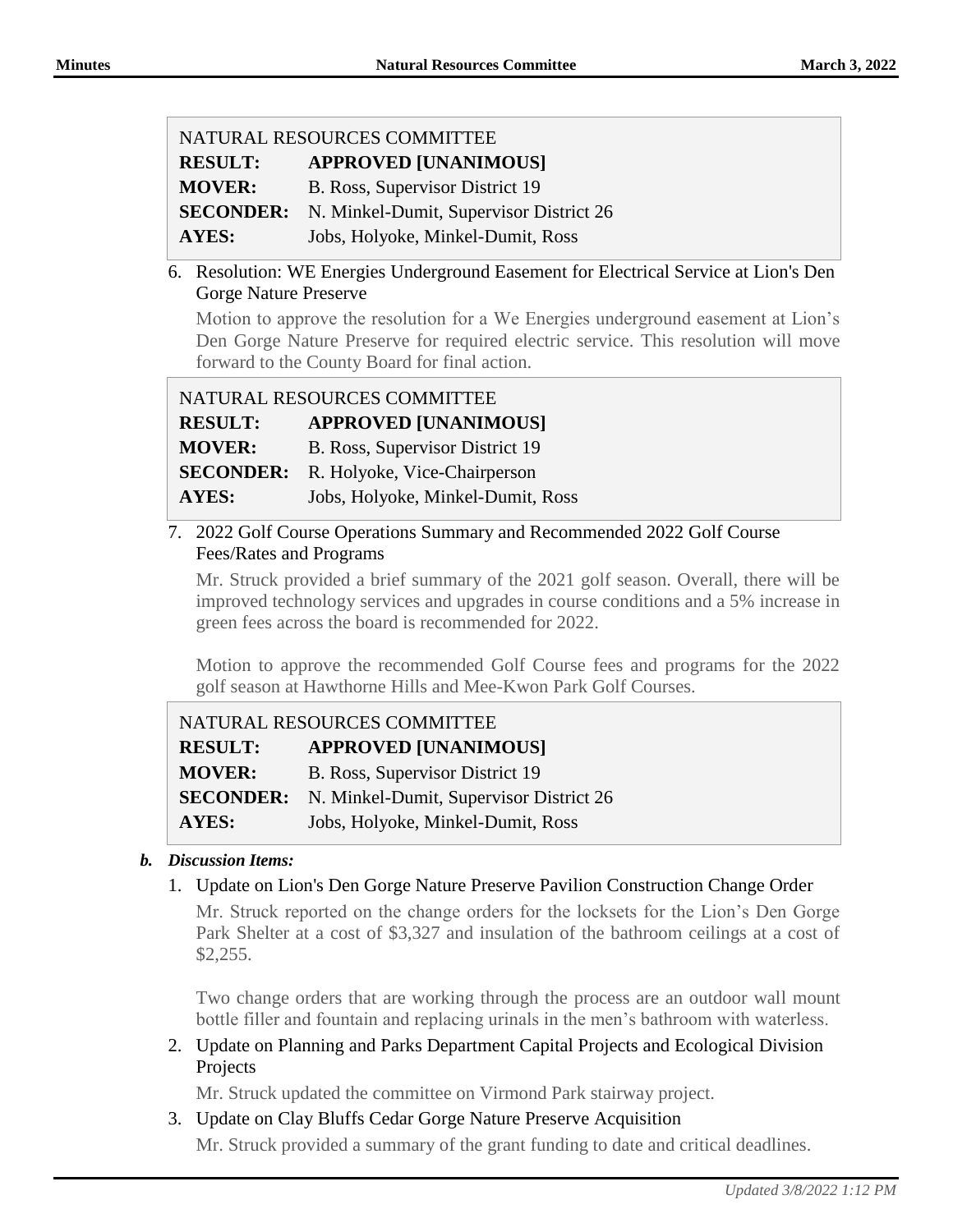| NATURAL RESOURCES COMMITTEE | |
|---|---|
| **RESULT:** | **APPROVED [UNANIMOUS]** |
| **MOVER:** | B. Ross, Supervisor District 19 |
| **SECONDER:** | N. Minkel-Dumit, Supervisor District 26 |
| **AYES:** | Jobs, Holyoke, Minkel-Dumit, Ross |

6. Resolution: WE Energies Underground Easement for Electrical Service at Lion's Den Gorge Nature Preserve

   Motion to approve the resolution for a We Energies underground easement at Lion's Den Gorge Nature Preserve for required electric service. This resolution will move forward to the County Board for final action.

| NATURAL RESOURCES COMMITTEE | |
|---|---|
| **RESULT:** | **APPROVED [UNANIMOUS]** |
| **MOVER:** | B. Ross, Supervisor District 19 |
| **SECONDER:** | R. Holyoke, Vice-Chairperson |
| **AYES:** | Jobs, Holyoke, Minkel-Dumit, Ross |

7. 2022 Golf Course Operations Summary and Recommended 2022 Golf Course Fees/Rates and Programs

   Mr. Struck provided a brief summary of the 2021 golf season. Overall, there will be improved technology services and upgrades in course conditions and a 5% increase in green fees across the board is recommended for 2022.

   Motion to approve the recommended Golf Course fees and programs for the 2022 golf season at Hawthorne Hills and Mee-Kwon Park Golf Courses.

| NATURAL RESOURCES COMMITTEE | |
|---|---|
| **RESULT:** | **APPROVED [UNANIMOUS]** |
| **MOVER:** | B. Ross, Supervisor District 19 |
| **SECONDER:** | N. Minkel-Dumit, Supervisor District 26 |
| **AYES:** | Jobs, Holyoke, Minkel-Dumit, Ross |

***b. Discussion Items:***

1. Update on Lion's Den Gorge Nature Preserve Pavilion Construction Change Order

   Mr. Struck reported on the change orders for the locksets for the Lion's Den Gorge Park Shelter at a cost of $3,327 and insulation of the bathroom ceilings at a cost of $2,255.

   Two change orders that are working through the process are an outdoor wall mount bottle filler and fountain and replacing urinals in the men's bathroom with waterless.

2. Update on Planning and Parks Department Capital Projects and Ecological Division Projects

   Mr. Struck updated the committee on Virmond Park stairway project.

3. Update on Clay Bluffs Cedar Gorge Nature Preserve Acquisition

   Mr. Struck provided a summary of the grant funding to date and critical deadlines.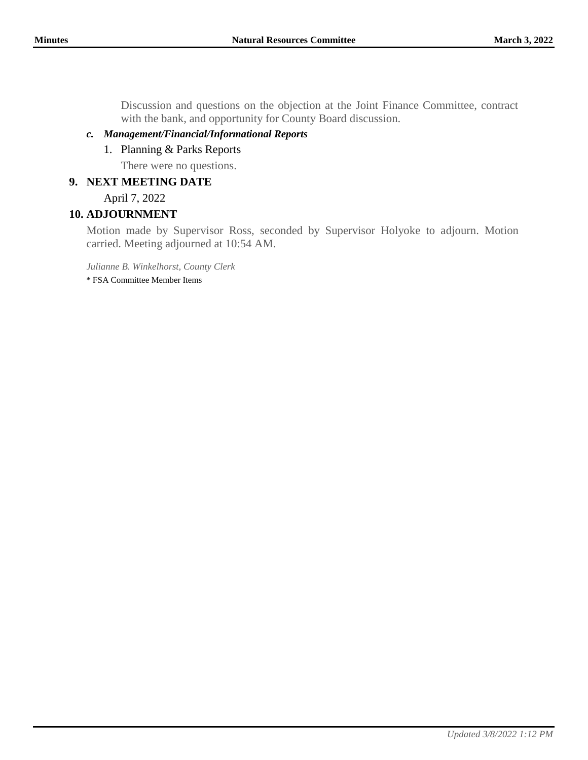Discussion and questions on the objection at the Joint Finance Committee, contract with the bank, and opportunity for County Board discussion.

***c. Management/Financial/Informational Reports***

1. Planning & Parks Reports

   There were no questions.

## 9. NEXT MEETING DATE

April 7, 2022

## 10. ADJOURNMENT

Motion made by Supervisor Ross, seconded by Supervisor Holyoke to adjourn. Motion carried. Meeting adjourned at 10:54 AM.

*Julianne B. Winkelhorst, County Clerk*

* FSA Committee Member Items